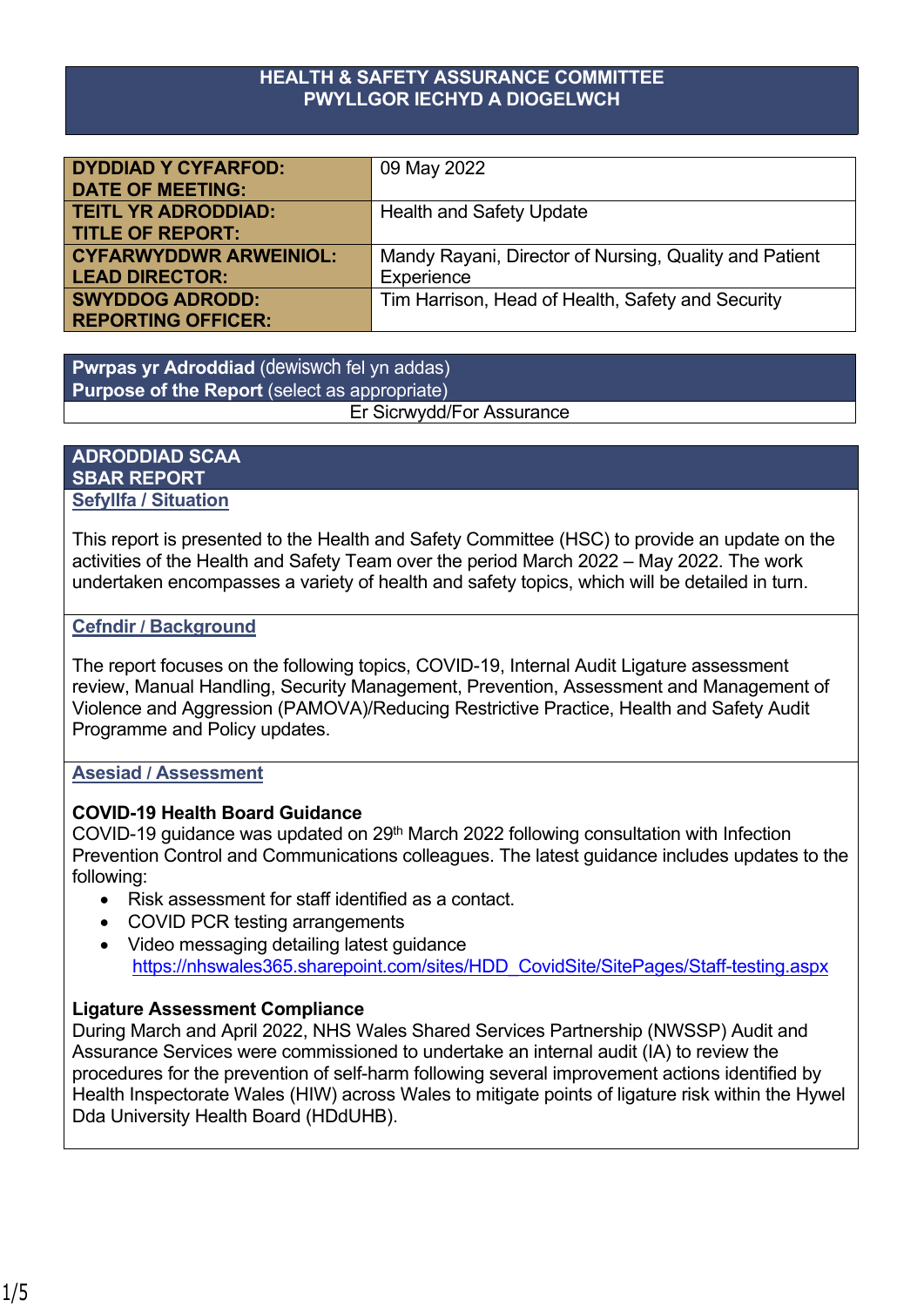# HEALTH & SAFETY ASSURANCE COMMITTEE
# PWYLLGOR IECHYD A DIOGELWCH

| | |
|---|---|
| **DYDDIAD Y CYFARFOD: DATE OF MEETING:** | 09 May 2022 |
| **TEITL YR ADRODDIAD: TITLE OF REPORT:** | Health and Safety Update |
| **CYFARWYDDWR ARWEINIOL: LEAD DIRECTOR:** | Mandy Rayani, Director of Nursing, Quality and Patient Experience |
| **SWYDDOG ADRODD: REPORTING OFFICER:** | Tim Harrison, Head of Health, Safety and Security |

| **Pwrpas yr Adroddiad** (dewiswch fel yn addas) **Purpose of the Report** (select as appropriate) |
|---|
| Er Sicrwydd/For Assurance |

## ADRODDIAD SCAA SBAR REPORT

### Sefyllfa / Situation

This report is presented to the Health and Safety Committee (HSC) to provide an update on the activities of the Health and Safety Team over the period March 2022 – May 2022. The work undertaken encompasses a variety of health and safety topics, which will be detailed in turn.

### Cefndir / Background

The report focuses on the following topics, COVID-19, Internal Audit Ligature assessment review, Manual Handling, Security Management, Prevention, Assessment and Management of Violence and Aggression (PAMOVA)/Reducing Restrictive Practice, Health and Safety Audit Programme and Policy updates.

### Asesiad / Assessment

**COVID-19 Health Board Guidance**

COVID-19 guidance was updated on 29th March 2022 following consultation with Infection Prevention Control and Communications colleagues. The latest guidance includes updates to the following:

- Risk assessment for staff identified as a contact.
- COVID PCR testing arrangements
- Video messaging detailing latest guidance https://nhswales365.sharepoint.com/sites/HDD_CovidSite/SitePages/Staff-testing.aspx

**Ligature Assessment Compliance**

During March and April 2022, NHS Wales Shared Services Partnership (NWSSP) Audit and Assurance Services were commissioned to undertake an internal audit (IA) to review the procedures for the prevention of self-harm following several improvement actions identified by Health Inspectorate Wales (HIW) across Wales to mitigate points of ligature risk within the Hywel Dda University Health Board (HDdUHB).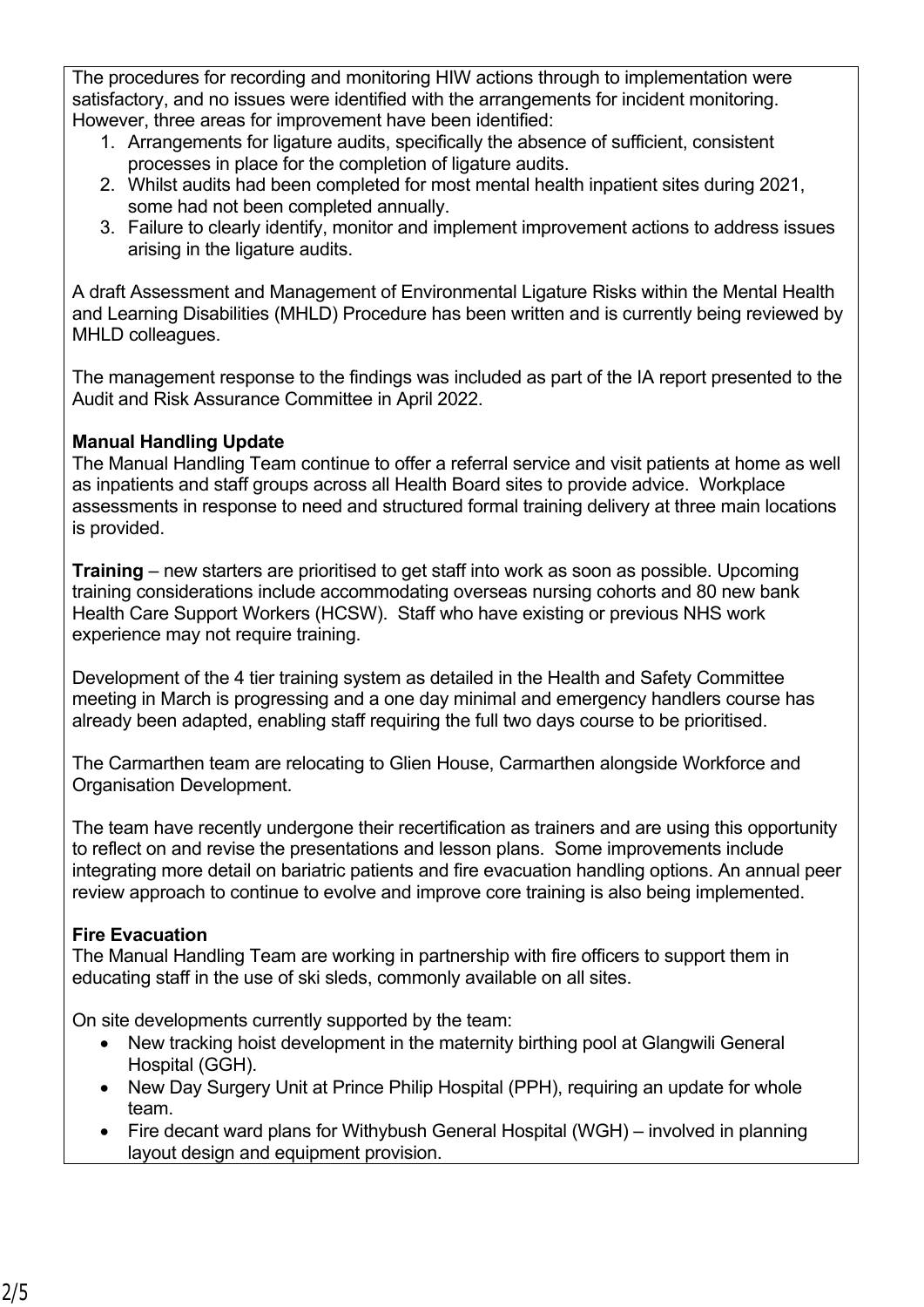The procedures for recording and monitoring HIW actions through to implementation were satisfactory, and no issues were identified with the arrangements for incident monitoring. However, three areas for improvement have been identified:

1. Arrangements for ligature audits, specifically the absence of sufficient, consistent processes in place for the completion of ligature audits.
2. Whilst audits had been completed for most mental health inpatient sites during 2021, some had not been completed annually.
3. Failure to clearly identify, monitor and implement improvement actions to address issues arising in the ligature audits.

A draft Assessment and Management of Environmental Ligature Risks within the Mental Health and Learning Disabilities (MHLD) Procedure has been written and is currently being reviewed by MHLD colleagues.

The management response to the findings was included as part of the IA report presented to the Audit and Risk Assurance Committee in April 2022.

**Manual Handling Update**

The Manual Handling Team continue to offer a referral service and visit patients at home as well as inpatients and staff groups across all Health Board sites to provide advice. Workplace assessments in response to need and structured formal training delivery at three main locations is provided.

**Training** – new starters are prioritised to get staff into work as soon as possible. Upcoming training considerations include accommodating overseas nursing cohorts and 80 new bank Health Care Support Workers (HCSW). Staff who have existing or previous NHS work experience may not require training.

Development of the 4 tier training system as detailed in the Health and Safety Committee meeting in March is progressing and a one day minimal and emergency handlers course has already been adapted, enabling staff requiring the full two days course to be prioritised.

The Carmarthen team are relocating to Glien House, Carmarthen alongside Workforce and Organisation Development.

The team have recently undergone their recertification as trainers and are using this opportunity to reflect on and revise the presentations and lesson plans. Some improvements include integrating more detail on bariatric patients and fire evacuation handling options. An annual peer review approach to continue to evolve and improve core training is also being implemented.

**Fire Evacuation**

The Manual Handling Team are working in partnership with fire officers to support them in educating staff in the use of ski sleds, commonly available on all sites.

On site developments currently supported by the team:

- New tracking hoist development in the maternity birthing pool at Glangwili General Hospital (GGH).
- New Day Surgery Unit at Prince Philip Hospital (PPH), requiring an update for whole team.
- Fire decant ward plans for Withybush General Hospital (WGH) – involved in planning layout design and equipment provision.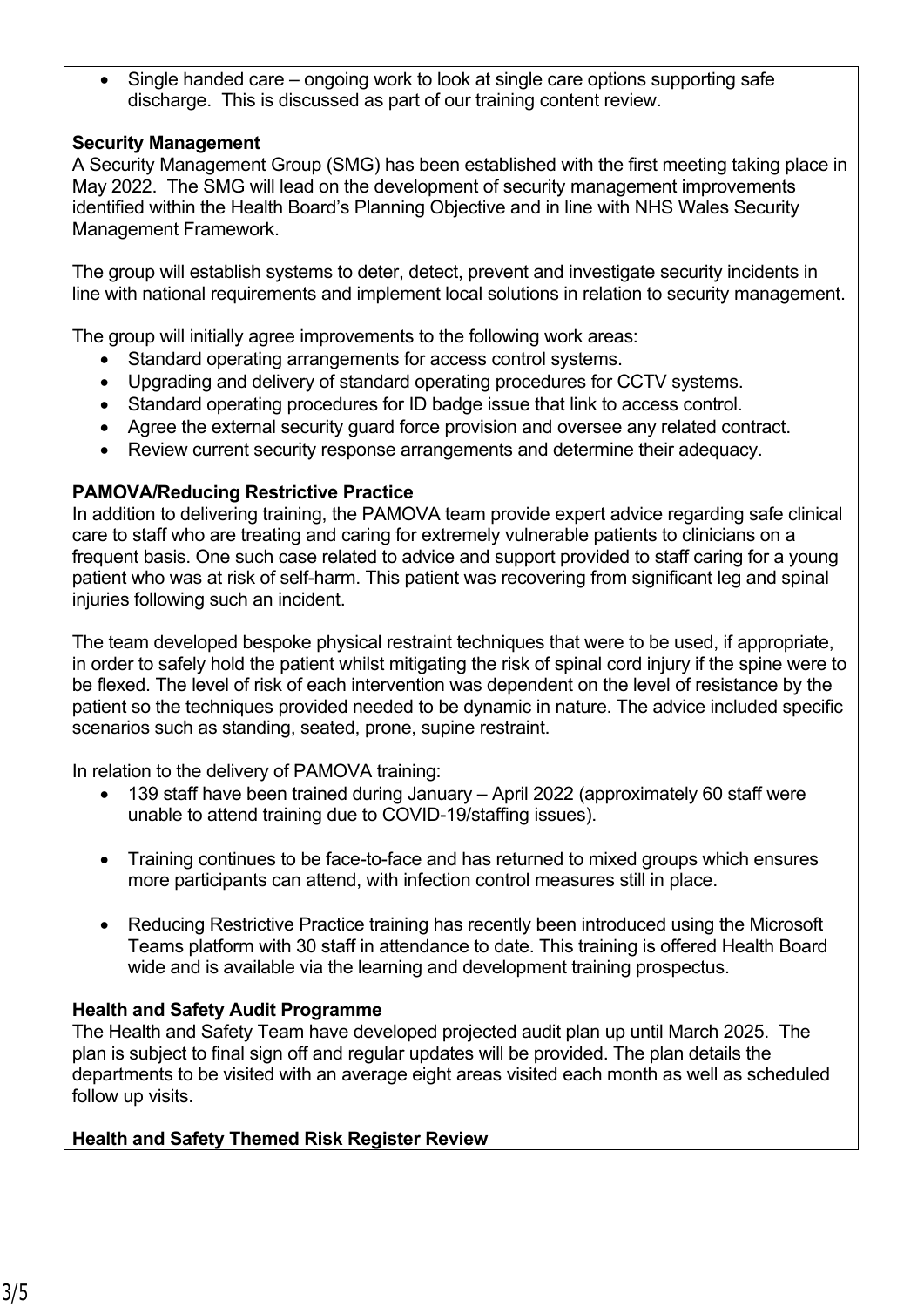- Single handed care – ongoing work to look at single care options supporting safe discharge. This is discussed as part of our training content review.

**Security Management**

A Security Management Group (SMG) has been established with the first meeting taking place in May 2022. The SMG will lead on the development of security management improvements identified within the Health Board's Planning Objective and in line with NHS Wales Security Management Framework.

The group will establish systems to deter, detect, prevent and investigate security incidents in line with national requirements and implement local solutions in relation to security management.

The group will initially agree improvements to the following work areas:

- Standard operating arrangements for access control systems.
- Upgrading and delivery of standard operating procedures for CCTV systems.
- Standard operating procedures for ID badge issue that link to access control.
- Agree the external security guard force provision and oversee any related contract.
- Review current security response arrangements and determine their adequacy.

**PAMOVA/Reducing Restrictive Practice**

In addition to delivering training, the PAMOVA team provide expert advice regarding safe clinical care to staff who are treating and caring for extremely vulnerable patients to clinicians on a frequent basis. One such case related to advice and support provided to staff caring for a young patient who was at risk of self-harm. This patient was recovering from significant leg and spinal injuries following such an incident.

The team developed bespoke physical restraint techniques that were to be used, if appropriate, in order to safely hold the patient whilst mitigating the risk of spinal cord injury if the spine were to be flexed. The level of risk of each intervention was dependent on the level of resistance by the patient so the techniques provided needed to be dynamic in nature. The advice included specific scenarios such as standing, seated, prone, supine restraint.

In relation to the delivery of PAMOVA training:

- 139 staff have been trained during January – April 2022 (approximately 60 staff were unable to attend training due to COVID-19/staffing issues).

- Training continues to be face-to-face and has returned to mixed groups which ensures more participants can attend, with infection control measures still in place.

- Reducing Restrictive Practice training has recently been introduced using the Microsoft Teams platform with 30 staff in attendance to date. This training is offered Health Board wide and is available via the learning and development training prospectus.

**Health and Safety Audit Programme**

The Health and Safety Team have developed projected audit plan up until March 2025. The plan is subject to final sign off and regular updates will be provided. The plan details the departments to be visited with an average eight areas visited each month as well as scheduled follow up visits.

**Health and Safety Themed Risk Register Review**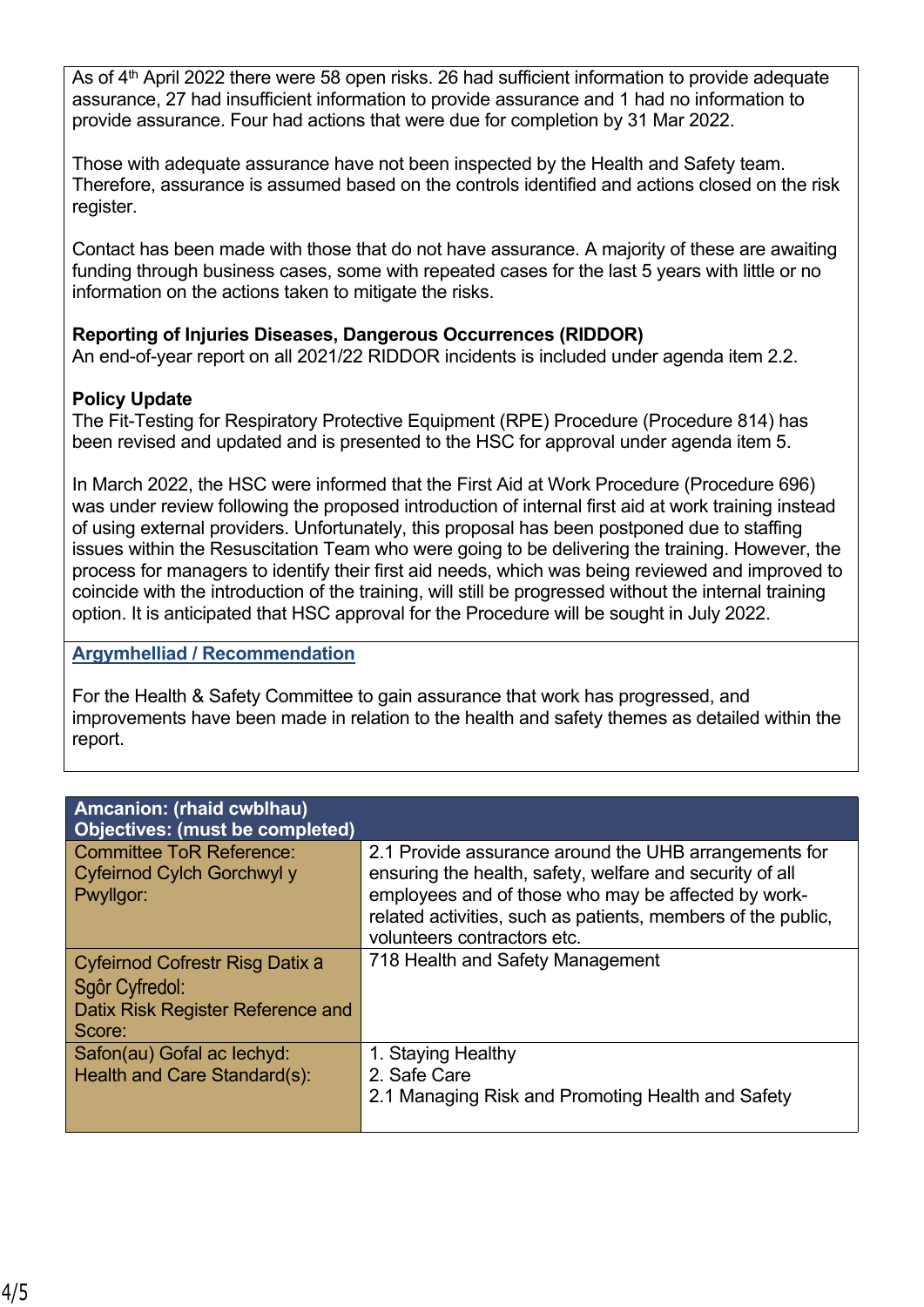As of 4th April 2022 there were 58 open risks. 26 had sufficient information to provide adequate assurance, 27 had insufficient information to provide assurance and 1 had no information to provide assurance. Four had actions that were due for completion by 31 Mar 2022.

Those with adequate assurance have not been inspected by the Health and Safety team. Therefore, assurance is assumed based on the controls identified and actions closed on the risk register.

Contact has been made with those that do not have assurance. A majority of these are awaiting funding through business cases, some with repeated cases for the last 5 years with little or no information on the actions taken to mitigate the risks.

**Reporting of Injuries Diseases, Dangerous Occurrences (RIDDOR)**
An end-of-year report on all 2021/22 RIDDOR incidents is included under agenda item 2.2.

**Policy Update**
The Fit-Testing for Respiratory Protective Equipment (RPE) Procedure (Procedure 814) has been revised and updated and is presented to the HSC for approval under agenda item 5.

In March 2022, the HSC were informed that the First Aid at Work Procedure (Procedure 696) was under review following the proposed introduction of internal first aid at work training instead of using external providers. Unfortunately, this proposal has been postponed due to staffing issues within the Resuscitation Team who were going to be delivering the training. However, the process for managers to identify their first aid needs, which was being reviewed and improved to coincide with the introduction of the training, will still be progressed without the internal training option. It is anticipated that HSC approval for the Procedure will be sought in July 2022.

**Argymhelliad / Recommendation**

For the Health & Safety Committee to gain assurance that work has progressed, and improvements have been made in relation to the health and safety themes as detailed within the report.

| **Amcanion: (rhaid cwblhau)<br>Objectives: (must be completed)** | |
|---|---|
| Committee ToR Reference:<br>Cyfeirnod Cylch Gorchwyl y Pwyllgor: | 2.1 Provide assurance around the UHB arrangements for ensuring the health, safety, welfare and security of all employees and of those who may be affected by work-related activities, such as patients, members of the public, volunteers contractors etc. |
| Cyfeirnod Cofrestr Risg Datix a Sgôr Cyfredol:<br>Datix Risk Register Reference and Score: | 718 Health and Safety Management |
| Safon(au) Gofal ac Iechyd:<br>Health and Care Standard(s): | 1. Staying Healthy<br>2. Safe Care<br>2.1 Managing Risk and Promoting Health and Safety |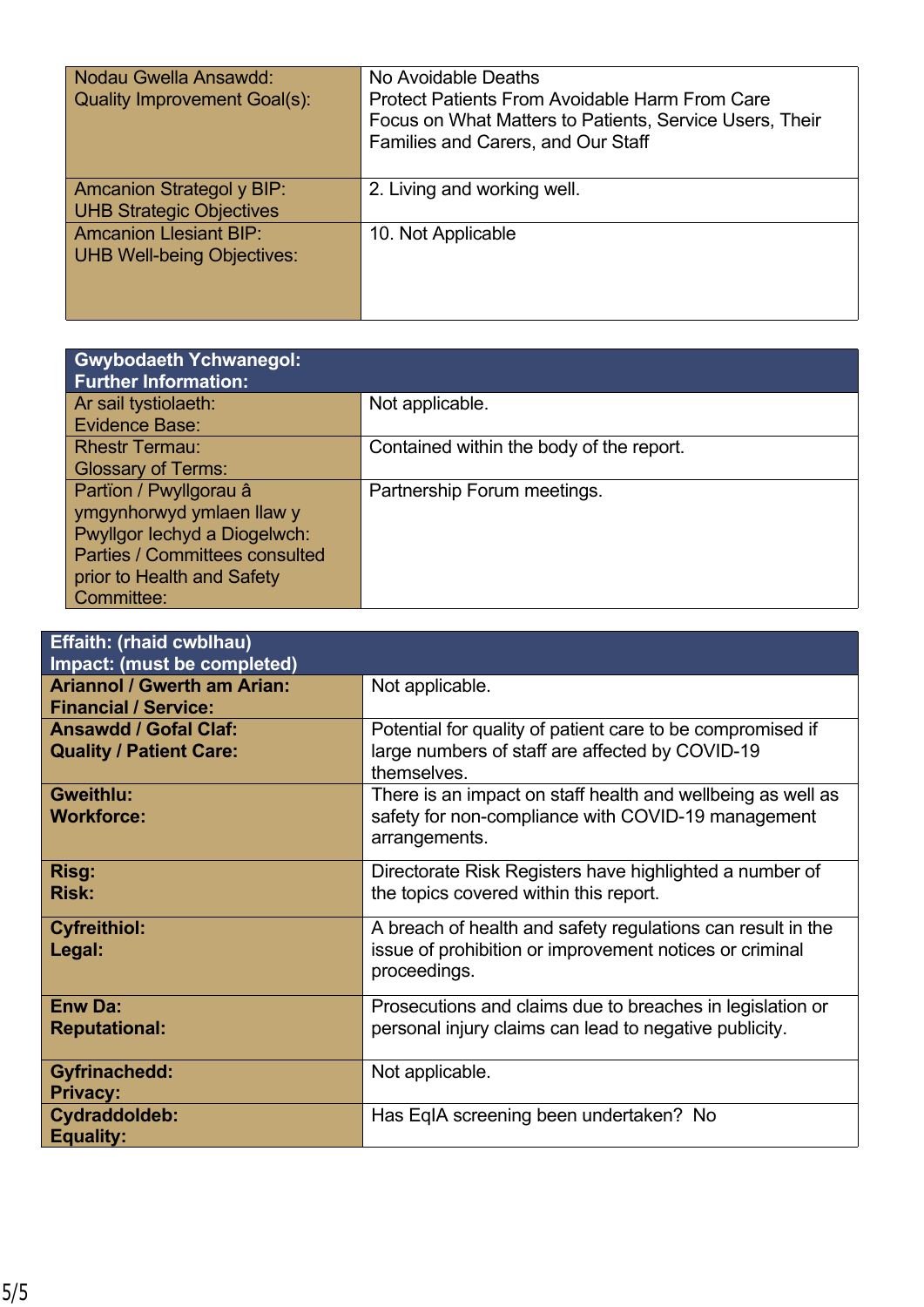| | |
|---|---|
| Nodau Gwella Ansawdd:<br>Quality Improvement Goal(s): | No Avoidable Deaths<br>Protect Patients From Avoidable Harm From Care<br>Focus on What Matters to Patients, Service Users, Their Families and Carers, and Our Staff |
| Amcanion Strategol y BIP:<br>UHB Strategic Objectives | 2. Living and working well. |
| Amcanion Llesiant BIP:<br>UHB Well-being Objectives: | 10. Not Applicable |

| **Gwybodaeth Ychwanegol:<br>Further Information:** | |
|---|---|
| Ar sail tystiolaeth:<br>Evidence Base: | Not applicable. |
| Rhestr Termau:<br>Glossary of Terms: | Contained within the body of the report. |
| Partïon / Pwyllgorau â ymgynhorwyd ymlaen llaw y Pwyllgor Iechyd a Diogelwch:<br>Parties / Committees consulted prior to Health and Safety Committee: | Partnership Forum meetings. |

| **Effaith: (rhaid cwblhau)<br>Impact: (must be completed)** | |
|---|---|
| **Ariannol / Gwerth am Arian:<br>Financial / Service:** | Not applicable. |
| **Ansawdd / Gofal Claf:<br>Quality / Patient Care:** | Potential for quality of patient care to be compromised if large numbers of staff are affected by COVID-19 themselves. |
| **Gweithlu:<br>Workforce:** | There is an impact on staff health and wellbeing as well as safety for non-compliance with COVID-19 management arrangements. |
| **Risg:<br>Risk:** | Directorate Risk Registers have highlighted a number of the topics covered within this report. |
| **Cyfreithiol:<br>Legal:** | A breach of health and safety regulations can result in the issue of prohibition or improvement notices or criminal proceedings. |
| **Enw Da:<br>Reputational:** | Prosecutions and claims due to breaches in legislation or personal injury claims can lead to negative publicity. |
| **Gyfrinachedd:<br>Privacy:** | Not applicable. |
| **Cydraddoldeb:<br>Equality:** | Has EqIA screening been undertaken? No |